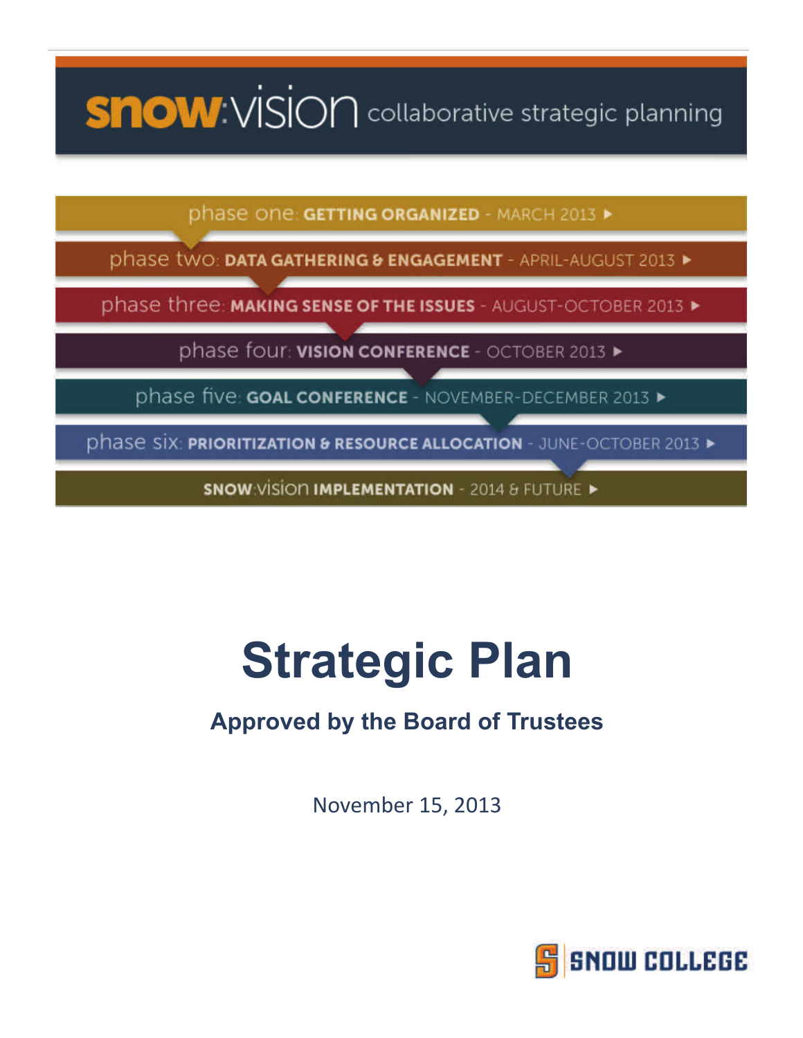**snow:vision** collaborative strategic planning

- phase one: **GETTING ORGANIZED** - MARCH 2013 ▸
- phase two: **DATA GATHERING & ENGAGEMENT** - APRIL-AUGUST 2013 ▸
- phase three: **MAKING SENSE OF THE ISSUES** - AUGUST-OCTOBER 2013 ▸
- phase four: **VISION CONFERENCE** - OCTOBER 2013 ▸
- phase five: **GOAL CONFERENCE** - NOVEMBER-DECEMBER 2013 ▸
- phase six: **PRIORITIZATION & RESOURCE ALLOCATION** - JUNE-OCTOBER 2013 ▸
- **SNOW**:vision **IMPLEMENTATION** - 2014 & FUTURE ▸

# Strategic Plan

## Approved by the Board of Trustees

November 15, 2013

SNOW COLLEGE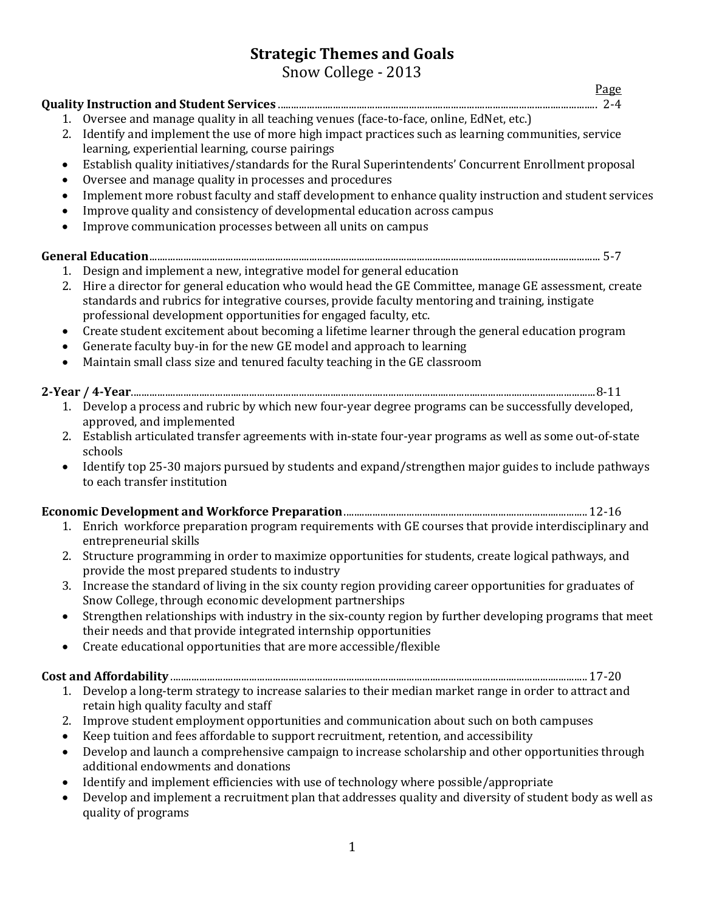# Strategic Themes and Goals

Snow College - 2013

Page

**Quality Instruction and Student Services** ........................................ 2-4

1. Oversee and manage quality in all teaching venues (face-to-face, online, EdNet, etc.)
2. Identify and implement the use of more high impact practices such as learning communities, service learning, experiential learning, course pairings

- Establish quality initiatives/standards for the Rural Superintendents' Concurrent Enrollment proposal
- Oversee and manage quality in processes and procedures
- Implement more robust faculty and staff development to enhance quality instruction and student services
- Improve quality and consistency of developmental education across campus
- Improve communication processes between all units on campus

**General Education** ........................................ 5-7

1. Design and implement a new, integrative model for general education
2. Hire a director for general education who would head the GE Committee, manage GE assessment, create standards and rubrics for integrative courses, provide faculty mentoring and training, instigate professional development opportunities for engaged faculty, etc.

- Create student excitement about becoming a lifetime learner through the general education program
- Generate faculty buy-in for the new GE model and approach to learning
- Maintain small class size and tenured faculty teaching in the GE classroom

**2-Year / 4-Year** ........................................ 8-11

1. Develop a process and rubric by which new four-year degree programs can be successfully developed, approved, and implemented
2. Establish articulated transfer agreements with in-state four-year programs as well as some out-of-state schools

- Identify top 25-30 majors pursued by students and expand/strengthen major guides to include pathways to each transfer institution

**Economic Development and Workforce Preparation** ........................................ 12-16

1. Enrich workforce preparation program requirements with GE courses that provide interdisciplinary and entrepreneurial skills
2. Structure programming in order to maximize opportunities for students, create logical pathways, and provide the most prepared students to industry
3. Increase the standard of living in the six county region providing career opportunities for graduates of Snow College, through economic development partnerships

- Strengthen relationships with industry in the six-county region by further developing programs that meet their needs and that provide integrated internship opportunities
- Create educational opportunities that are more accessible/flexible

**Cost and Affordability** ........................................ 17-20

1. Develop a long-term strategy to increase salaries to their median market range in order to attract and retain high quality faculty and staff
2. Improve student employment opportunities and communication about such on both campuses

- Keep tuition and fees affordable to support recruitment, retention, and accessibility
- Develop and launch a comprehensive campaign to increase scholarship and other opportunities through additional endowments and donations
- Identify and implement efficiencies with use of technology where possible/appropriate
- Develop and implement a recruitment plan that addresses quality and diversity of student body as well as quality of programs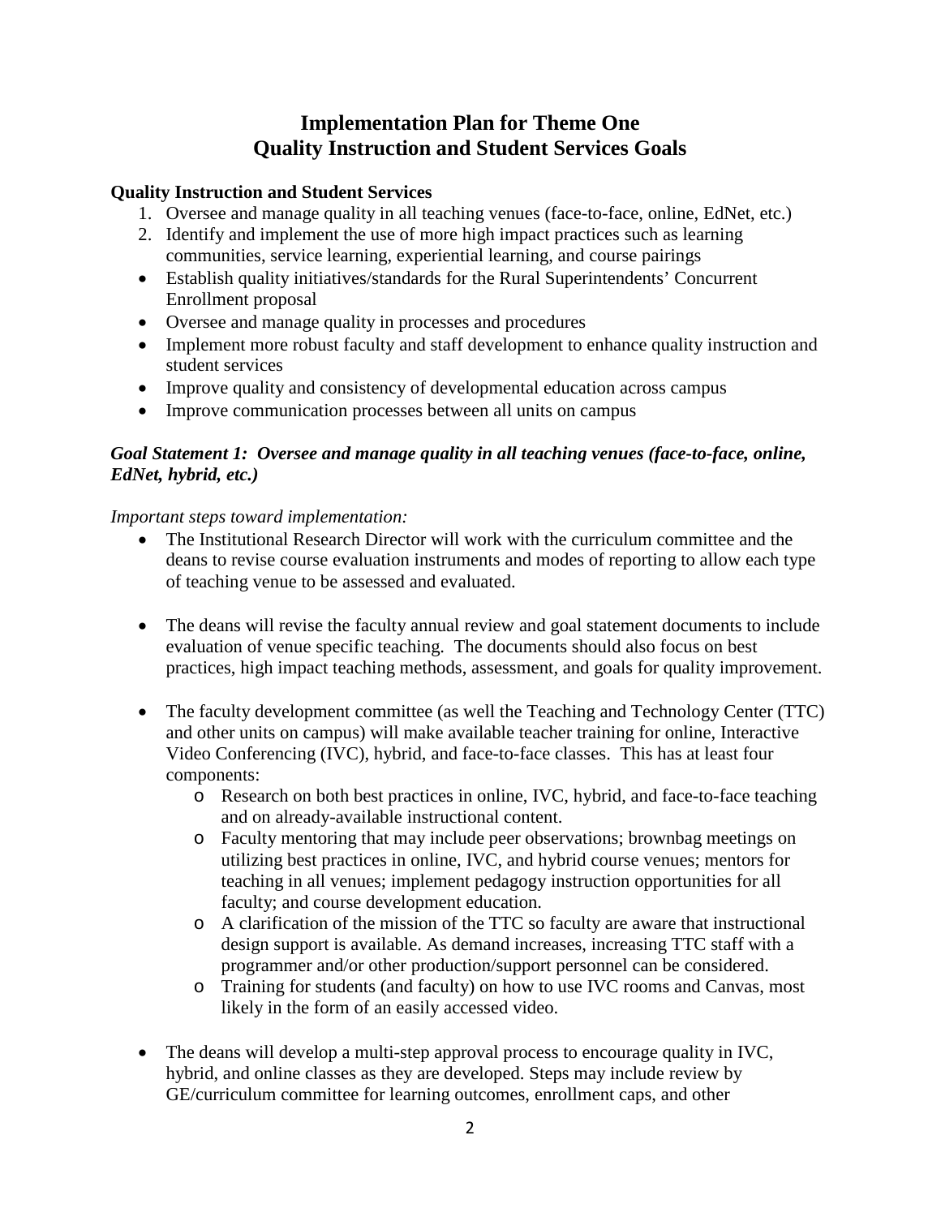# Implementation Plan for Theme One
# Quality Instruction and Student Services Goals

**Quality Instruction and Student Services**

1. Oversee and manage quality in all teaching venues (face-to-face, online, EdNet, etc.)
2. Identify and implement the use of more high impact practices such as learning communities, service learning, experiential learning, and course pairings

- Establish quality initiatives/standards for the Rural Superintendents' Concurrent Enrollment proposal
- Oversee and manage quality in processes and procedures
- Implement more robust faculty and staff development to enhance quality instruction and student services
- Improve quality and consistency of developmental education across campus
- Improve communication processes between all units on campus

***Goal Statement 1: Oversee and manage quality in all teaching venues (face-to-face, online, EdNet, hybrid, etc.)***

*Important steps toward implementation:*

- The Institutional Research Director will work with the curriculum committee and the deans to revise course evaluation instruments and modes of reporting to allow each type of teaching venue to be assessed and evaluated.

- The deans will revise the faculty annual review and goal statement documents to include evaluation of venue specific teaching. The documents should also focus on best practices, high impact teaching methods, assessment, and goals for quality improvement.

- The faculty development committee (as well the Teaching and Technology Center (TTC) and other units on campus) will make available teacher training for online, Interactive Video Conferencing (IVC), hybrid, and face-to-face classes. This has at least four components:
  - Research on both best practices in online, IVC, hybrid, and face-to-face teaching and on already-available instructional content.
  - Faculty mentoring that may include peer observations; brownbag meetings on utilizing best practices in online, IVC, and hybrid course venues; mentors for teaching in all venues; implement pedagogy instruction opportunities for all faculty; and course development education.
  - A clarification of the mission of the TTC so faculty are aware that instructional design support is available. As demand increases, increasing TTC staff with a programmer and/or other production/support personnel can be considered.
  - Training for students (and faculty) on how to use IVC rooms and Canvas, most likely in the form of an easily accessed video.

- The deans will develop a multi-step approval process to encourage quality in IVC, hybrid, and online classes as they are developed. Steps may include review by GE/curriculum committee for learning outcomes, enrollment caps, and other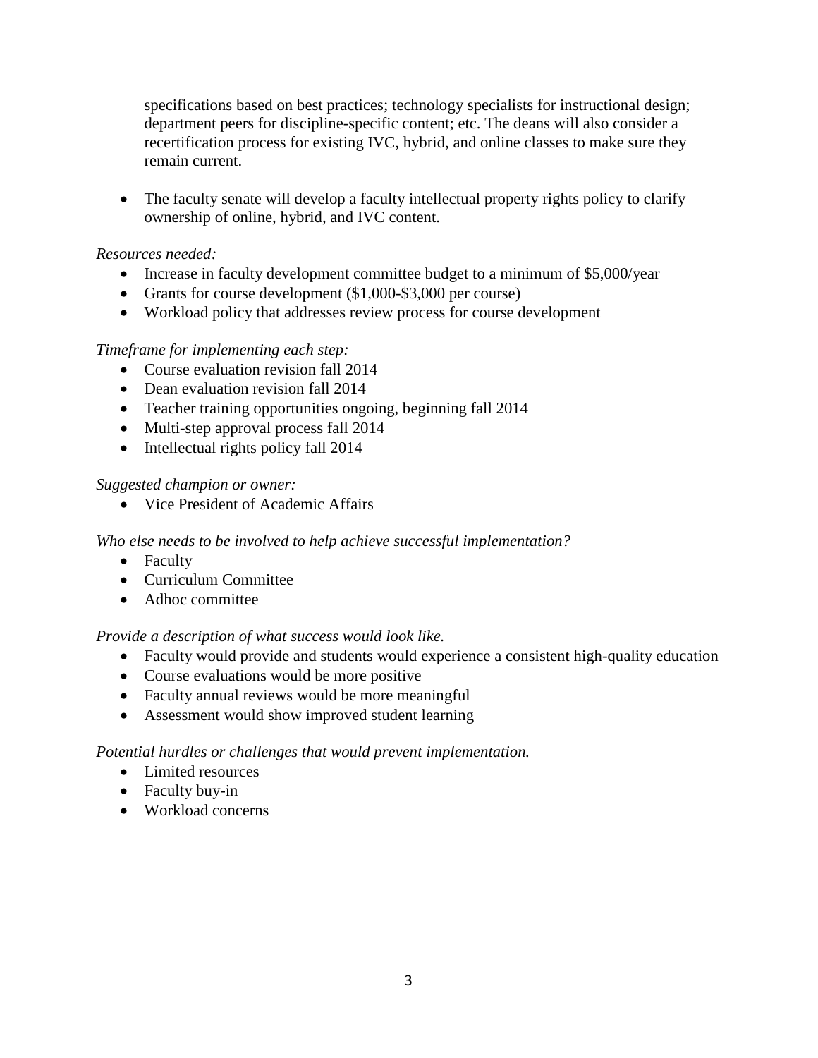specifications based on best practices; technology specialists for instructional design; department peers for discipline-specific content; etc. The deans will also consider a recertification process for existing IVC, hybrid, and online classes to make sure they remain current.

- The faculty senate will develop a faculty intellectual property rights policy to clarify ownership of online, hybrid, and IVC content.

*Resources needed:*

- Increase in faculty development committee budget to a minimum of $5,000/year
- Grants for course development ($1,000-$3,000 per course)
- Workload policy that addresses review process for course development

*Timeframe for implementing each step:*

- Course evaluation revision fall 2014
- Dean evaluation revision fall 2014
- Teacher training opportunities ongoing, beginning fall 2014
- Multi-step approval process fall 2014
- Intellectual rights policy fall 2014

*Suggested champion or owner:*

- Vice President of Academic Affairs

*Who else needs to be involved to help achieve successful implementation?*

- Faculty
- Curriculum Committee
- Adhoc committee

*Provide a description of what success would look like.*

- Faculty would provide and students would experience a consistent high-quality education
- Course evaluations would be more positive
- Faculty annual reviews would be more meaningful
- Assessment would show improved student learning

*Potential hurdles or challenges that would prevent implementation.*

- Limited resources
- Faculty buy-in
- Workload concerns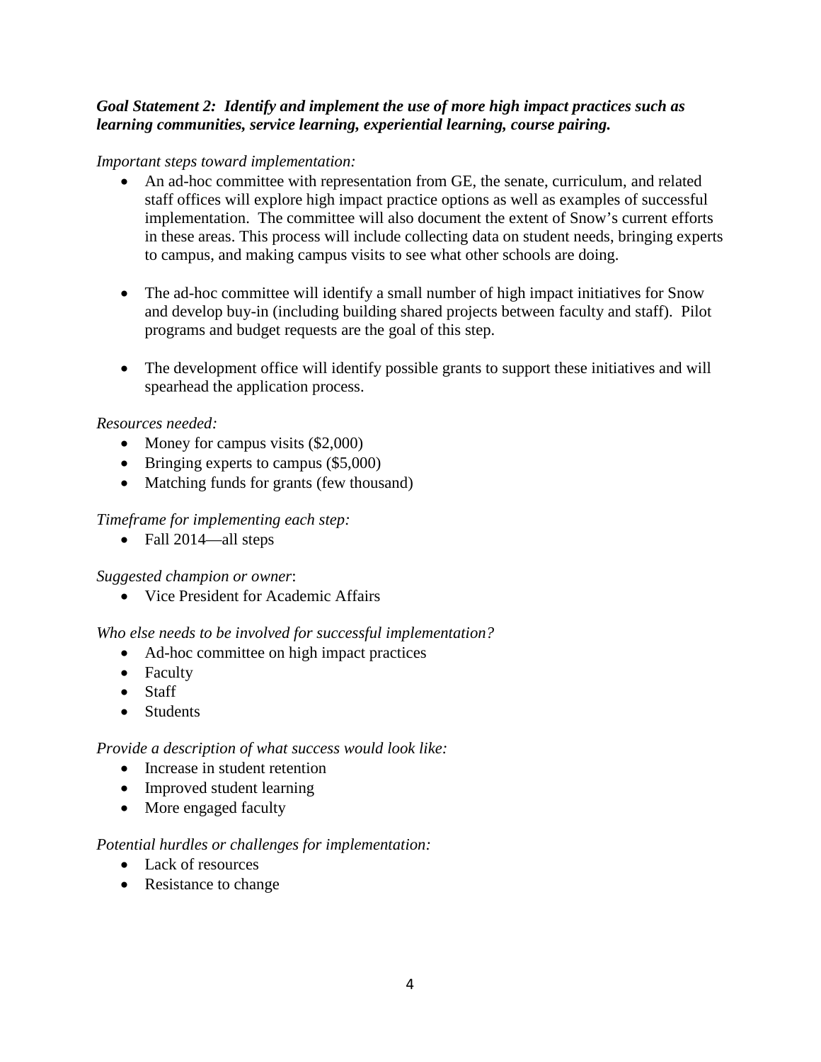***Goal Statement 2: Identify and implement the use of more high impact practices such as learning communities, service learning, experiential learning, course pairing.***

*Important steps toward implementation:*

- An ad-hoc committee with representation from GE, the senate, curriculum, and related staff offices will explore high impact practice options as well as examples of successful implementation. The committee will also document the extent of Snow's current efforts in these areas. This process will include collecting data on student needs, bringing experts to campus, and making campus visits to see what other schools are doing.

- The ad-hoc committee will identify a small number of high impact initiatives for Snow and develop buy-in (including building shared projects between faculty and staff). Pilot programs and budget requests are the goal of this step.

- The development office will identify possible grants to support these initiatives and will spearhead the application process.

*Resources needed:*

- Money for campus visits ($2,000)
- Bringing experts to campus ($5,000)
- Matching funds for grants (few thousand)

*Timeframe for implementing each step:*

- Fall 2014—all steps

*Suggested champion or owner*:

- Vice President for Academic Affairs

*Who else needs to be involved for successful implementation?*

- Ad-hoc committee on high impact practices
- Faculty
- Staff
- Students

*Provide a description of what success would look like:*

- Increase in student retention
- Improved student learning
- More engaged faculty

*Potential hurdles or challenges for implementation:*

- Lack of resources
- Resistance to change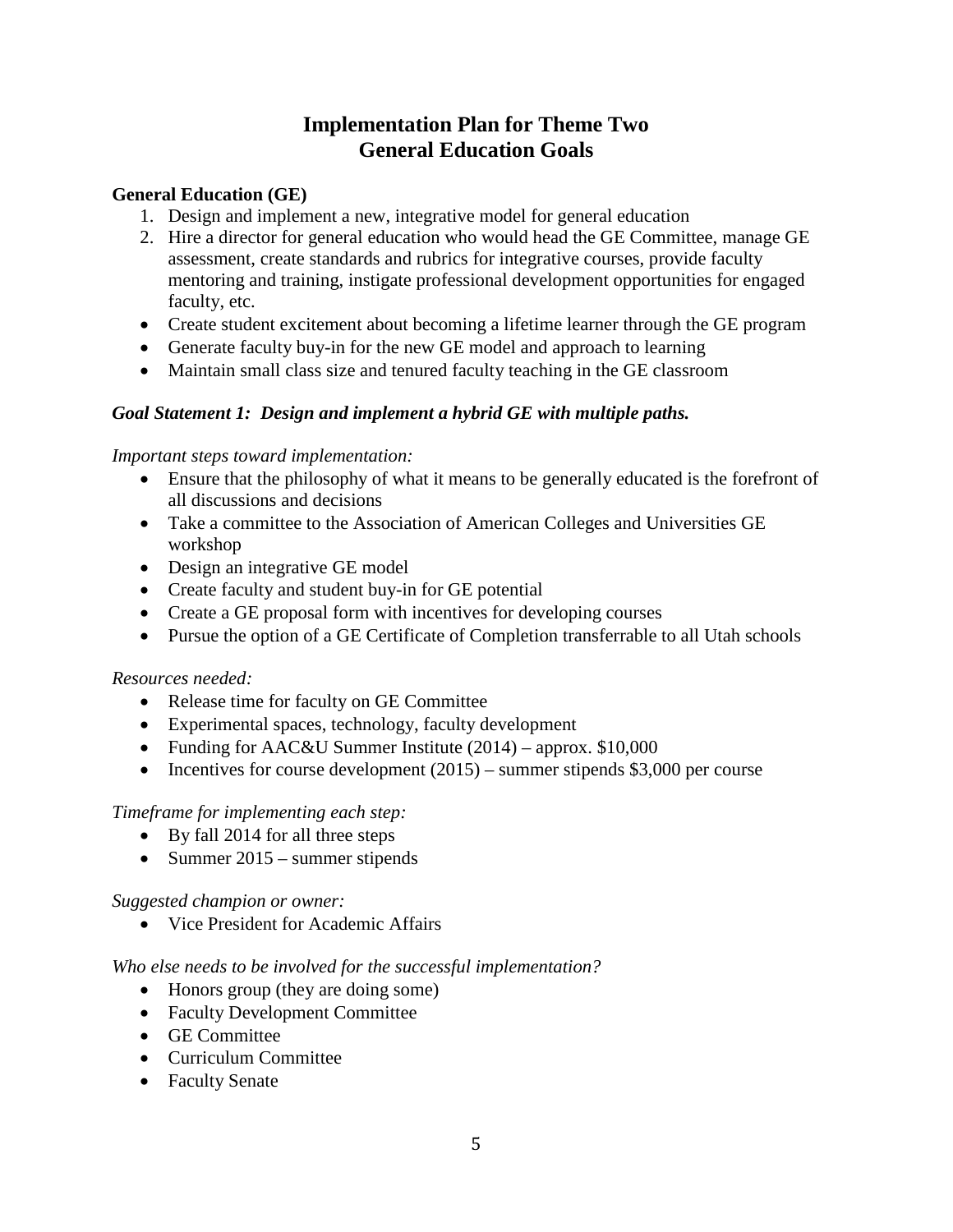# Implementation Plan for Theme Two
# General Education Goals

**General Education (GE)**

1. Design and implement a new, integrative model for general education
2. Hire a director for general education who would head the GE Committee, manage GE assessment, create standards and rubrics for integrative courses, provide faculty mentoring and training, instigate professional development opportunities for engaged faculty, etc.

- Create student excitement about becoming a lifetime learner through the GE program
- Generate faculty buy-in for the new GE model and approach to learning
- Maintain small class size and tenured faculty teaching in the GE classroom

***Goal Statement 1: Design and implement a hybrid GE with multiple paths.***

*Important steps toward implementation:*

- Ensure that the philosophy of what it means to be generally educated is the forefront of all discussions and decisions
- Take a committee to the Association of American Colleges and Universities GE workshop
- Design an integrative GE model
- Create faculty and student buy-in for GE potential
- Create a GE proposal form with incentives for developing courses
- Pursue the option of a GE Certificate of Completion transferrable to all Utah schools

*Resources needed:*

- Release time for faculty on GE Committee
- Experimental spaces, technology, faculty development
- Funding for AAC&U Summer Institute (2014) – approx. $10,000
- Incentives for course development (2015) – summer stipends $3,000 per course

*Timeframe for implementing each step:*

- By fall 2014 for all three steps
- Summer 2015 – summer stipends

*Suggested champion or owner:*

- Vice President for Academic Affairs

*Who else needs to be involved for the successful implementation?*

- Honors group (they are doing some)
- Faculty Development Committee
- GE Committee
- Curriculum Committee
- Faculty Senate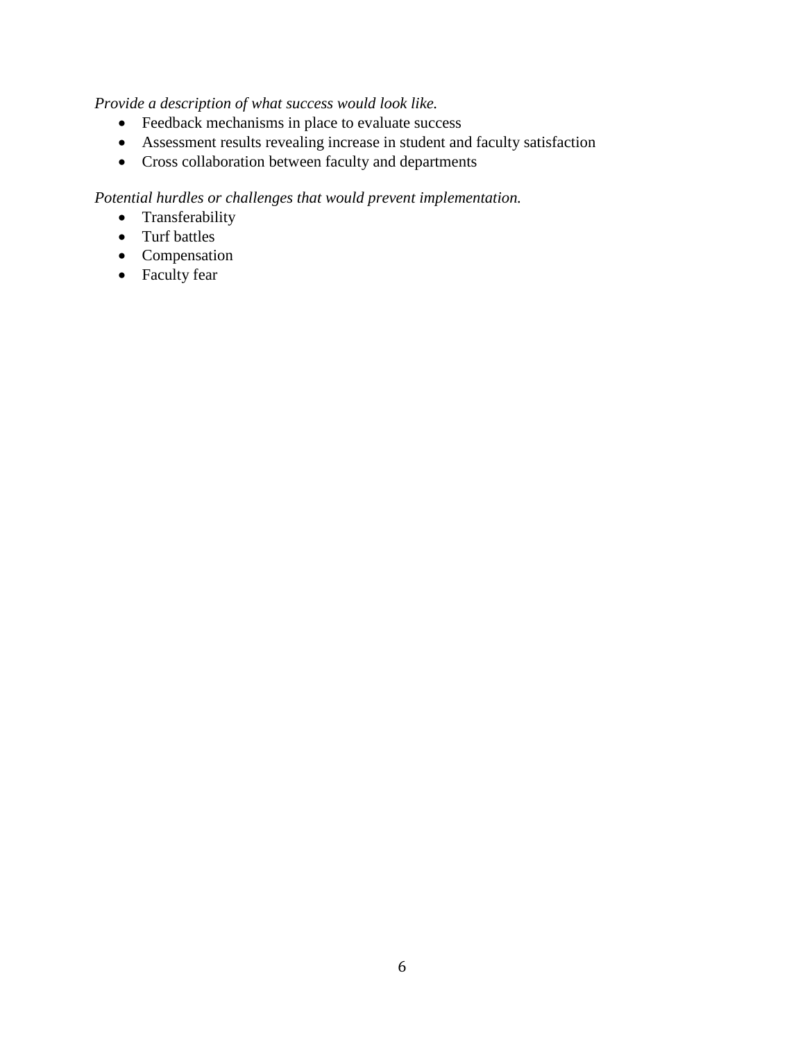*Provide a description of what success would look like.*

- Feedback mechanisms in place to evaluate success
- Assessment results revealing increase in student and faculty satisfaction
- Cross collaboration between faculty and departments

*Potential hurdles or challenges that would prevent implementation.*

- Transferability
- Turf battles
- Compensation
- Faculty fear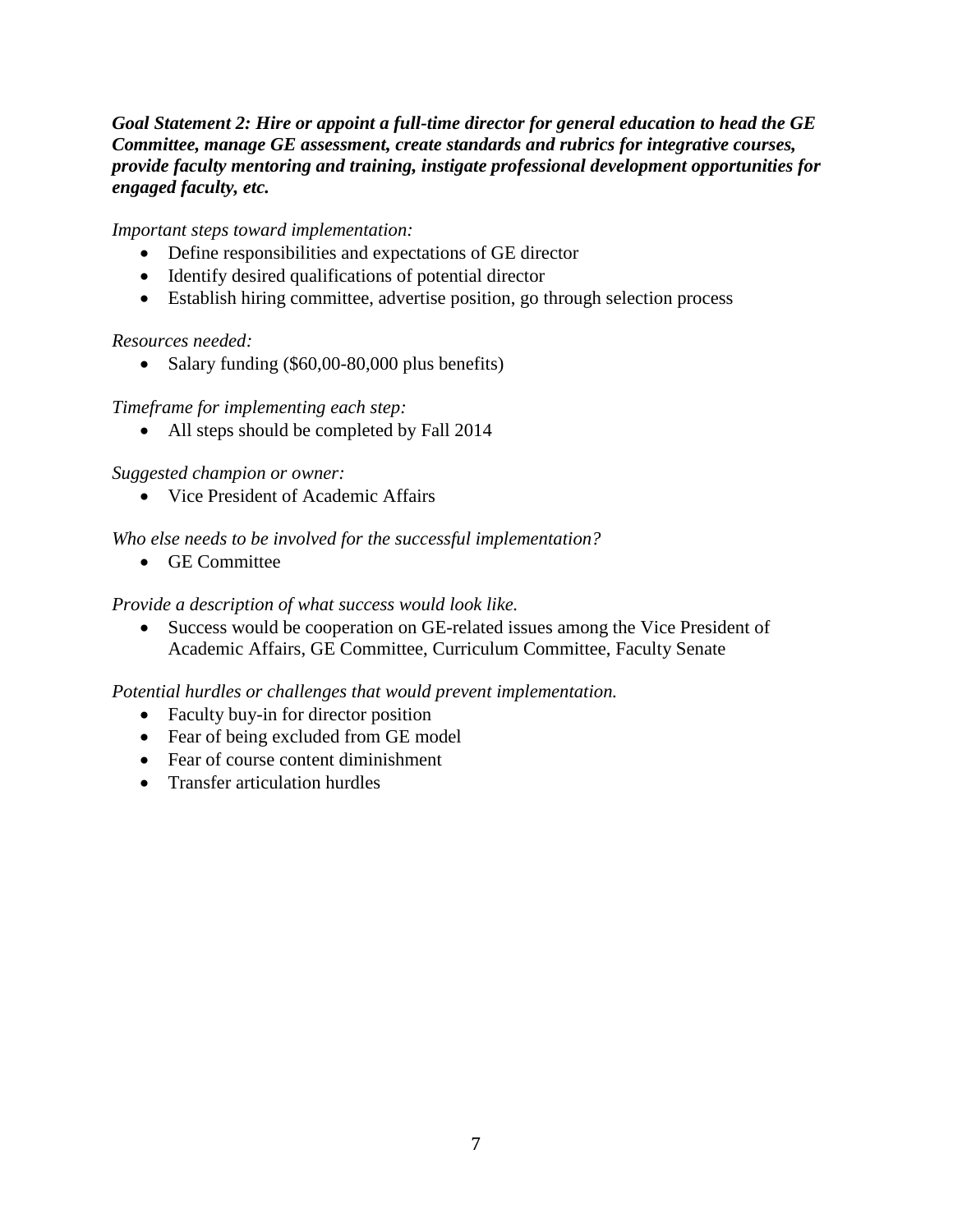***Goal Statement 2: Hire or appoint a full-time director for general education to head the GE Committee, manage GE assessment, create standards and rubrics for integrative courses, provide faculty mentoring and training, instigate professional development opportunities for engaged faculty, etc.***

*Important steps toward implementation:*

- Define responsibilities and expectations of GE director
- Identify desired qualifications of potential director
- Establish hiring committee, advertise position, go through selection process

*Resources needed:*

- Salary funding ($60,00-80,000 plus benefits)

*Timeframe for implementing each step:*

- All steps should be completed by Fall 2014

*Suggested champion or owner:*

- Vice President of Academic Affairs

*Who else needs to be involved for the successful implementation?*

- GE Committee

*Provide a description of what success would look like.*

- Success would be cooperation on GE-related issues among the Vice President of Academic Affairs, GE Committee, Curriculum Committee, Faculty Senate

*Potential hurdles or challenges that would prevent implementation.*

- Faculty buy-in for director position
- Fear of being excluded from GE model
- Fear of course content diminishment
- Transfer articulation hurdles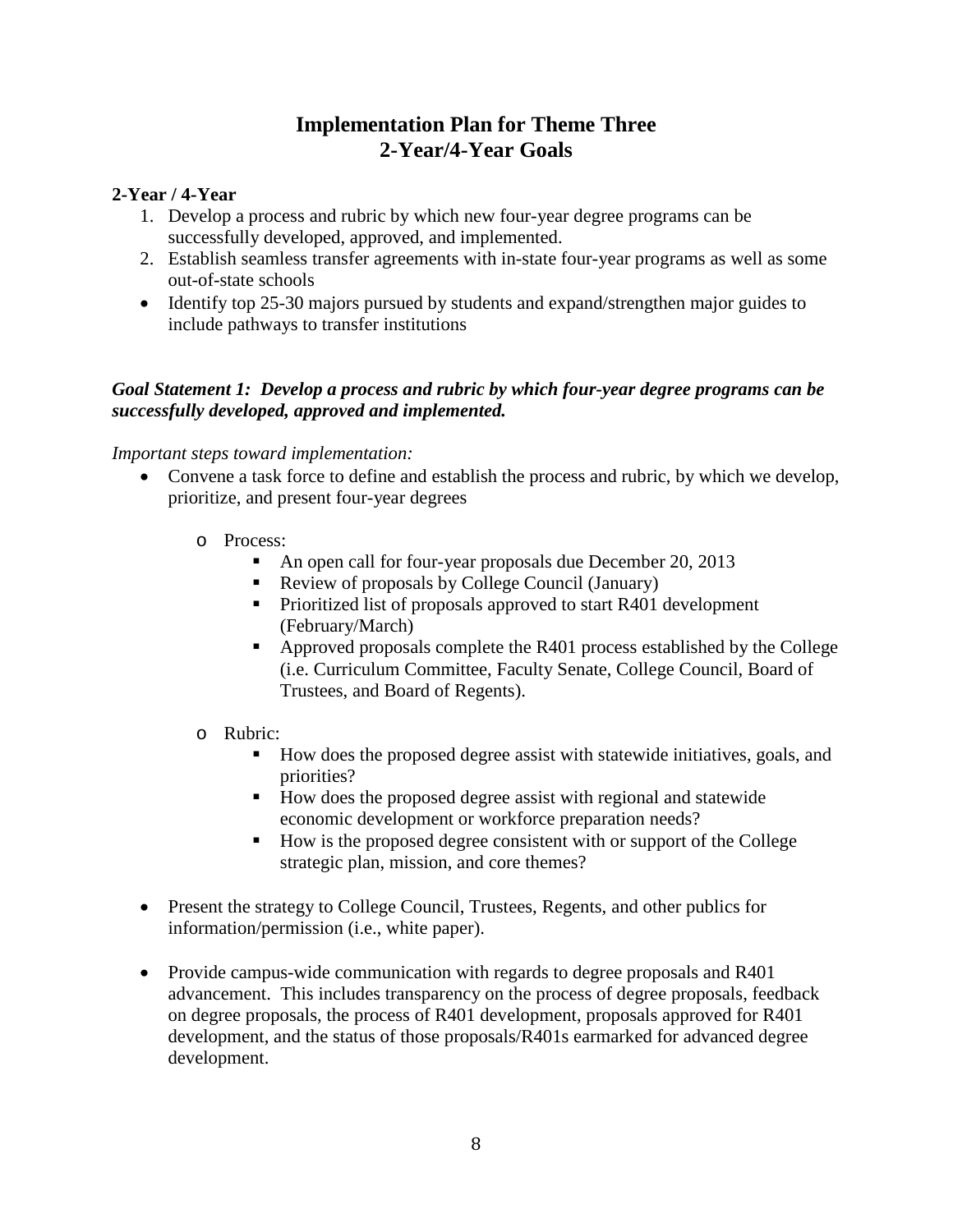# Implementation Plan for Theme Three
# 2-Year/4-Year Goals

**2-Year / 4-Year**

1. Develop a process and rubric by which new four-year degree programs can be successfully developed, approved, and implemented.
2. Establish seamless transfer agreements with in-state four-year programs as well as some out-of-state schools

- Identify top 25-30 majors pursued by students and expand/strengthen major guides to include pathways to transfer institutions

***Goal Statement 1: Develop a process and rubric by which four-year degree programs can be successfully developed, approved and implemented.***

*Important steps toward implementation:*

- Convene a task force to define and establish the process and rubric, by which we develop, prioritize, and present four-year degrees
  - Process:
    - An open call for four-year proposals due December 20, 2013
    - Review of proposals by College Council (January)
    - Prioritized list of proposals approved to start R401 development (February/March)
    - Approved proposals complete the R401 process established by the College (i.e. Curriculum Committee, Faculty Senate, College Council, Board of Trustees, and Board of Regents).
  - Rubric:
    - How does the proposed degree assist with statewide initiatives, goals, and priorities?
    - How does the proposed degree assist with regional and statewide economic development or workforce preparation needs?
    - How is the proposed degree consistent with or support of the College strategic plan, mission, and core themes?

- Present the strategy to College Council, Trustees, Regents, and other publics for information/permission (i.e., white paper).

- Provide campus-wide communication with regards to degree proposals and R401 advancement. This includes transparency on the process of degree proposals, feedback on degree proposals, the process of R401 development, proposals approved for R401 development, and the status of those proposals/R401s earmarked for advanced degree development.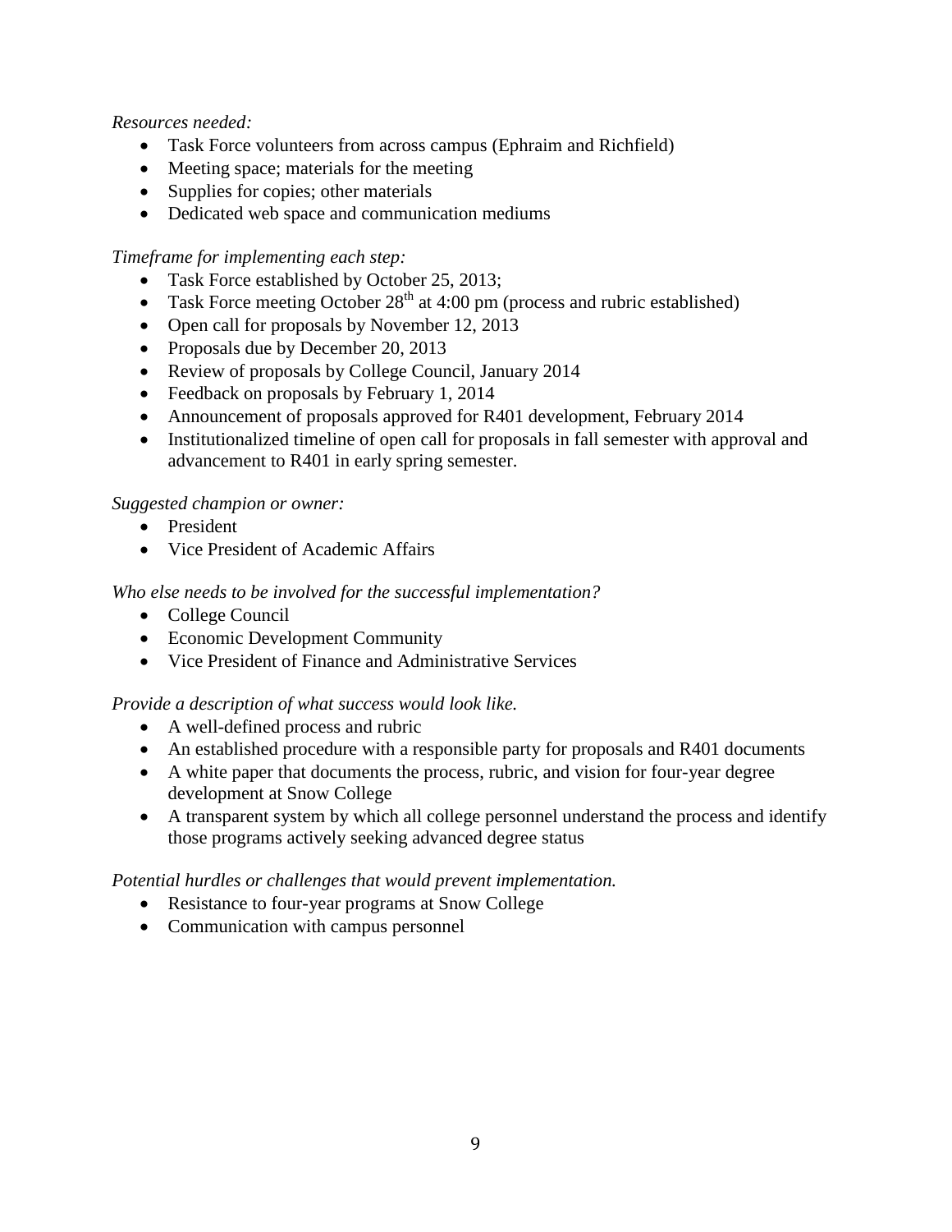*Resources needed:*

- Task Force volunteers from across campus (Ephraim and Richfield)
- Meeting space; materials for the meeting
- Supplies for copies; other materials
- Dedicated web space and communication mediums

*Timeframe for implementing each step:*

- Task Force established by October 25, 2013;
- Task Force meeting October 28th at 4:00 pm (process and rubric established)
- Open call for proposals by November 12, 2013
- Proposals due by December 20, 2013
- Review of proposals by College Council, January 2014
- Feedback on proposals by February 1, 2014
- Announcement of proposals approved for R401 development, February 2014
- Institutionalized timeline of open call for proposals in fall semester with approval and advancement to R401 in early spring semester.

*Suggested champion or owner:*

- President
- Vice President of Academic Affairs

*Who else needs to be involved for the successful implementation?*

- College Council
- Economic Development Community
- Vice President of Finance and Administrative Services

*Provide a description of what success would look like.*

- A well-defined process and rubric
- An established procedure with a responsible party for proposals and R401 documents
- A white paper that documents the process, rubric, and vision for four-year degree development at Snow College
- A transparent system by which all college personnel understand the process and identify those programs actively seeking advanced degree status

*Potential hurdles or challenges that would prevent implementation.*

- Resistance to four-year programs at Snow College
- Communication with campus personnel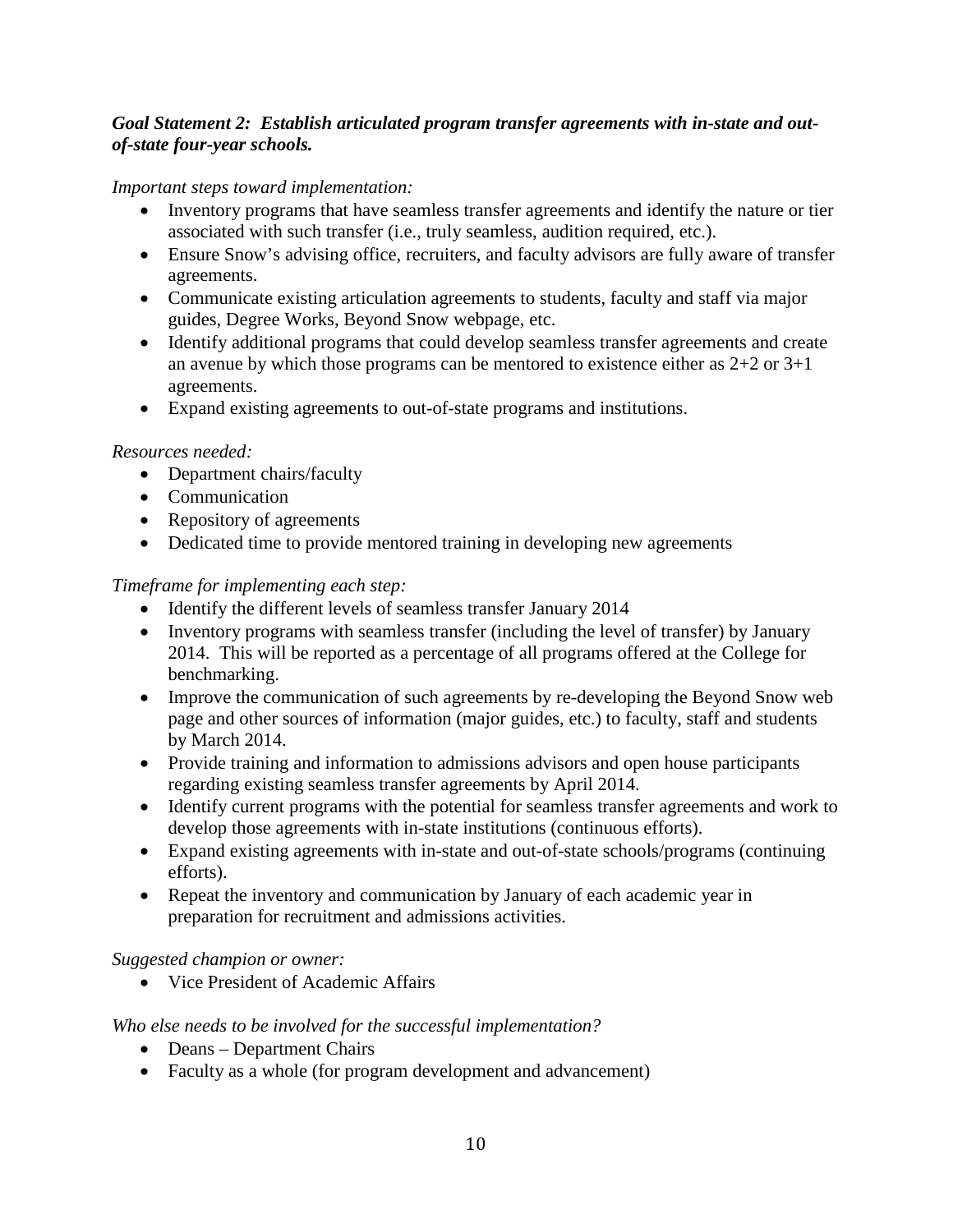***Goal Statement 2: Establish articulated program transfer agreements with in-state and out-of-state four-year schools.***

*Important steps toward implementation:*

- Inventory programs that have seamless transfer agreements and identify the nature or tier associated with such transfer (i.e., truly seamless, audition required, etc.).
- Ensure Snow's advising office, recruiters, and faculty advisors are fully aware of transfer agreements.
- Communicate existing articulation agreements to students, faculty and staff via major guides, Degree Works, Beyond Snow webpage, etc.
- Identify additional programs that could develop seamless transfer agreements and create an avenue by which those programs can be mentored to existence either as 2+2 or 3+1 agreements.
- Expand existing agreements to out-of-state programs and institutions.

*Resources needed:*

- Department chairs/faculty
- Communication
- Repository of agreements
- Dedicated time to provide mentored training in developing new agreements

*Timeframe for implementing each step:*

- Identify the different levels of seamless transfer January 2014
- Inventory programs with seamless transfer (including the level of transfer) by January 2014. This will be reported as a percentage of all programs offered at the College for benchmarking.
- Improve the communication of such agreements by re-developing the Beyond Snow web page and other sources of information (major guides, etc.) to faculty, staff and students by March 2014.
- Provide training and information to admissions advisors and open house participants regarding existing seamless transfer agreements by April 2014.
- Identify current programs with the potential for seamless transfer agreements and work to develop those agreements with in-state institutions (continuous efforts).
- Expand existing agreements with in-state and out-of-state schools/programs (continuing efforts).
- Repeat the inventory and communication by January of each academic year in preparation for recruitment and admissions activities.

*Suggested champion or owner:*

- Vice President of Academic Affairs

*Who else needs to be involved for the successful implementation?*

- Deans – Department Chairs
- Faculty as a whole (for program development and advancement)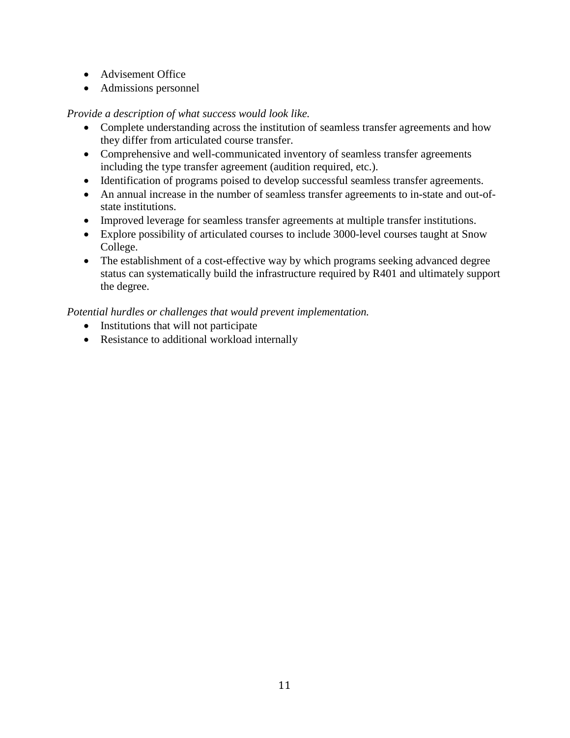- Advisement Office
- Admissions personnel

*Provide a description of what success would look like.*

- Complete understanding across the institution of seamless transfer agreements and how they differ from articulated course transfer.
- Comprehensive and well-communicated inventory of seamless transfer agreements including the type transfer agreement (audition required, etc.).
- Identification of programs poised to develop successful seamless transfer agreements.
- An annual increase in the number of seamless transfer agreements to in-state and out-of-state institutions.
- Improved leverage for seamless transfer agreements at multiple transfer institutions.
- Explore possibility of articulated courses to include 3000-level courses taught at Snow College.
- The establishment of a cost-effective way by which programs seeking advanced degree status can systematically build the infrastructure required by R401 and ultimately support the degree.

*Potential hurdles or challenges that would prevent implementation.*

- Institutions that will not participate
- Resistance to additional workload internally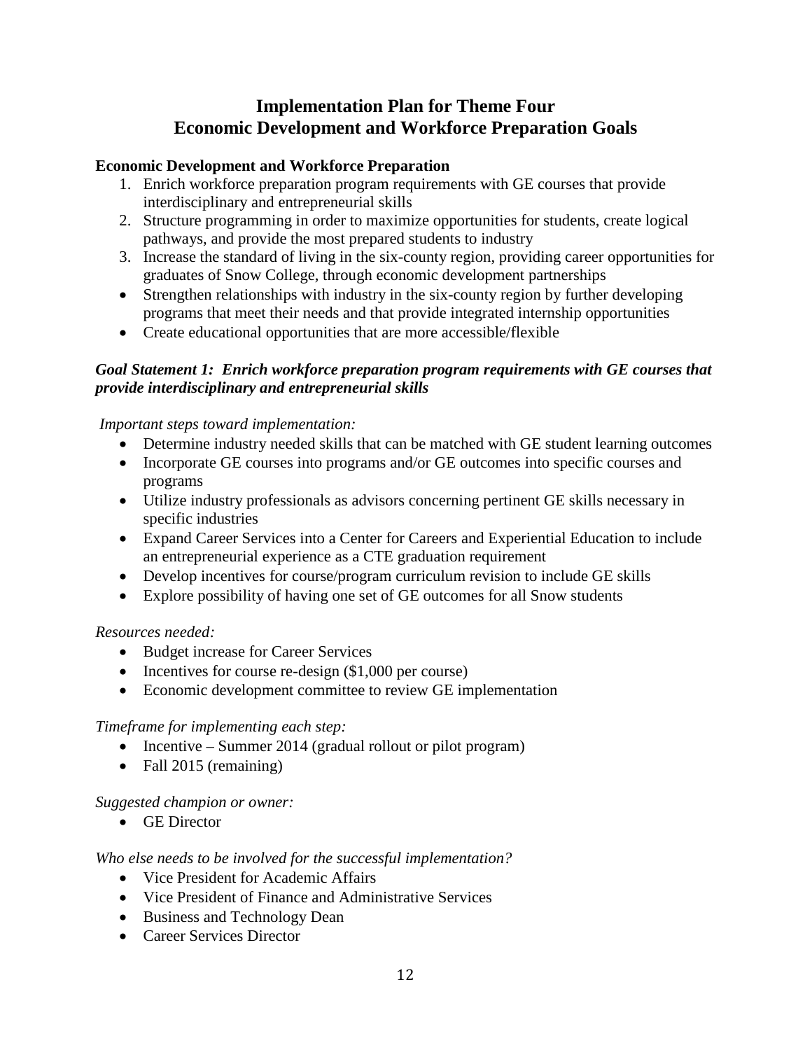# Implementation Plan for Theme Four
# Economic Development and Workforce Preparation Goals

**Economic Development and Workforce Preparation**

1. Enrich workforce preparation program requirements with GE courses that provide interdisciplinary and entrepreneurial skills
2. Structure programming in order to maximize opportunities for students, create logical pathways, and provide the most prepared students to industry
3. Increase the standard of living in the six-county region, providing career opportunities for graduates of Snow College, through economic development partnerships

- Strengthen relationships with industry in the six-county region by further developing programs that meet their needs and that provide integrated internship opportunities
- Create educational opportunities that are more accessible/flexible

***Goal Statement 1: Enrich workforce preparation program requirements with GE courses that provide interdisciplinary and entrepreneurial skills***

*Important steps toward implementation:*

- Determine industry needed skills that can be matched with GE student learning outcomes
- Incorporate GE courses into programs and/or GE outcomes into specific courses and programs
- Utilize industry professionals as advisors concerning pertinent GE skills necessary in specific industries
- Expand Career Services into a Center for Careers and Experiential Education to include an entrepreneurial experience as a CTE graduation requirement
- Develop incentives for course/program curriculum revision to include GE skills
- Explore possibility of having one set of GE outcomes for all Snow students

*Resources needed:*

- Budget increase for Career Services
- Incentives for course re-design ($1,000 per course)
- Economic development committee to review GE implementation

*Timeframe for implementing each step:*

- Incentive – Summer 2014 (gradual rollout or pilot program)
- Fall 2015 (remaining)

*Suggested champion or owner:*

- GE Director

*Who else needs to be involved for the successful implementation?*

- Vice President for Academic Affairs
- Vice President of Finance and Administrative Services
- Business and Technology Dean
- Career Services Director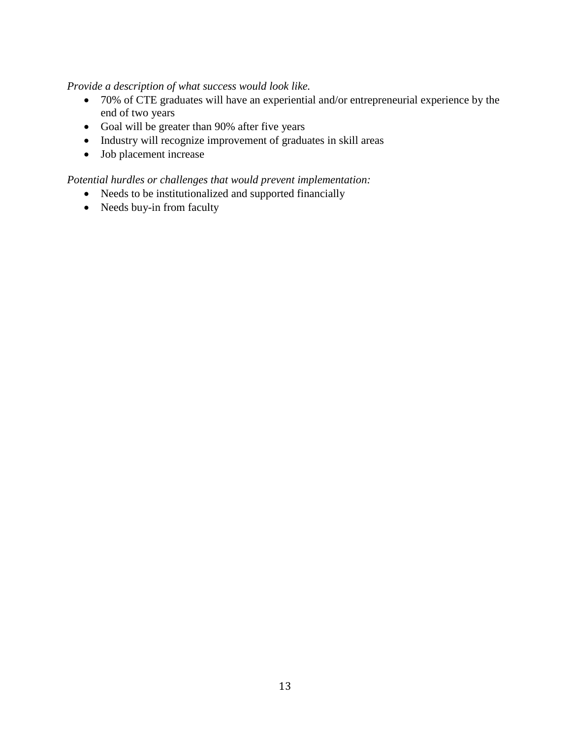*Provide a description of what success would look like.*

- 70% of CTE graduates will have an experiential and/or entrepreneurial experience by the end of two years
- Goal will be greater than 90% after five years
- Industry will recognize improvement of graduates in skill areas
- Job placement increase

*Potential hurdles or challenges that would prevent implementation:*

- Needs to be institutionalized and supported financially
- Needs buy-in from faculty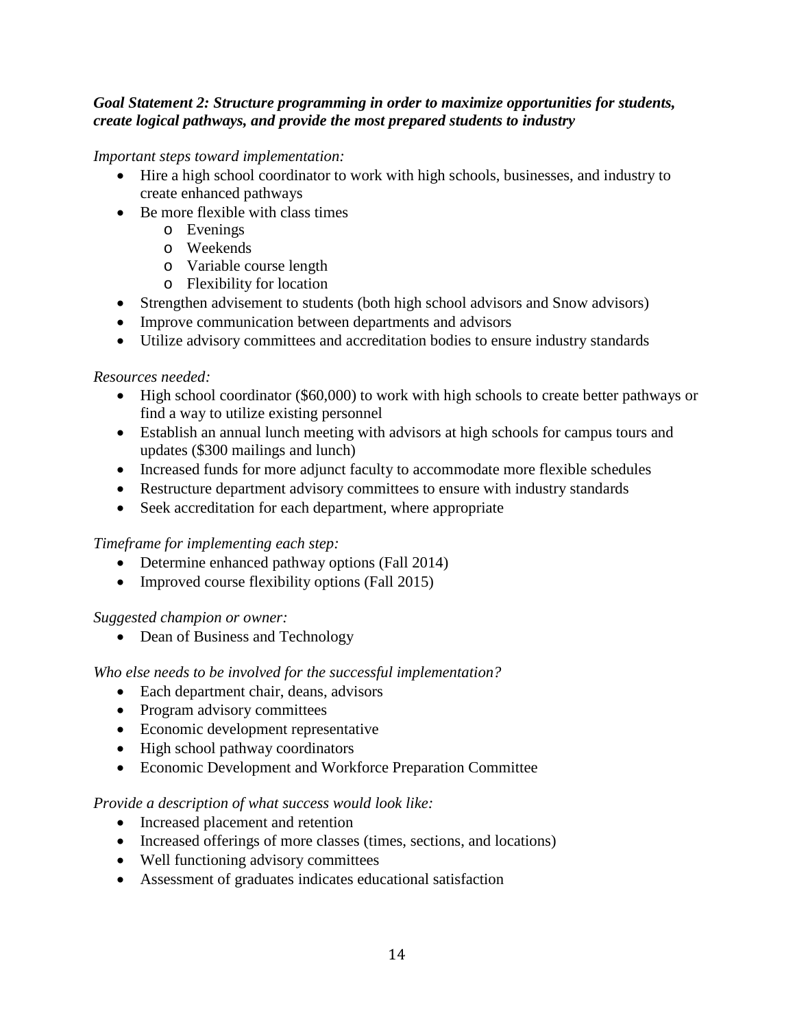***Goal Statement 2: Structure programming in order to maximize opportunities for students, create logical pathways, and provide the most prepared students to industry***

*Important steps toward implementation:*

- Hire a high school coordinator to work with high schools, businesses, and industry to create enhanced pathways
- Be more flexible with class times
  - Evenings
  - Weekends
  - Variable course length
  - Flexibility for location
- Strengthen advisement to students (both high school advisors and Snow advisors)
- Improve communication between departments and advisors
- Utilize advisory committees and accreditation bodies to ensure industry standards

*Resources needed:*

- High school coordinator ($60,000) to work with high schools to create better pathways or find a way to utilize existing personnel
- Establish an annual lunch meeting with advisors at high schools for campus tours and updates ($300 mailings and lunch)
- Increased funds for more adjunct faculty to accommodate more flexible schedules
- Restructure department advisory committees to ensure with industry standards
- Seek accreditation for each department, where appropriate

*Timeframe for implementing each step:*

- Determine enhanced pathway options (Fall 2014)
- Improved course flexibility options (Fall 2015)

*Suggested champion or owner:*

- Dean of Business and Technology

*Who else needs to be involved for the successful implementation?*

- Each department chair, deans, advisors
- Program advisory committees
- Economic development representative
- High school pathway coordinators
- Economic Development and Workforce Preparation Committee

*Provide a description of what success would look like:*

- Increased placement and retention
- Increased offerings of more classes (times, sections, and locations)
- Well functioning advisory committees
- Assessment of graduates indicates educational satisfaction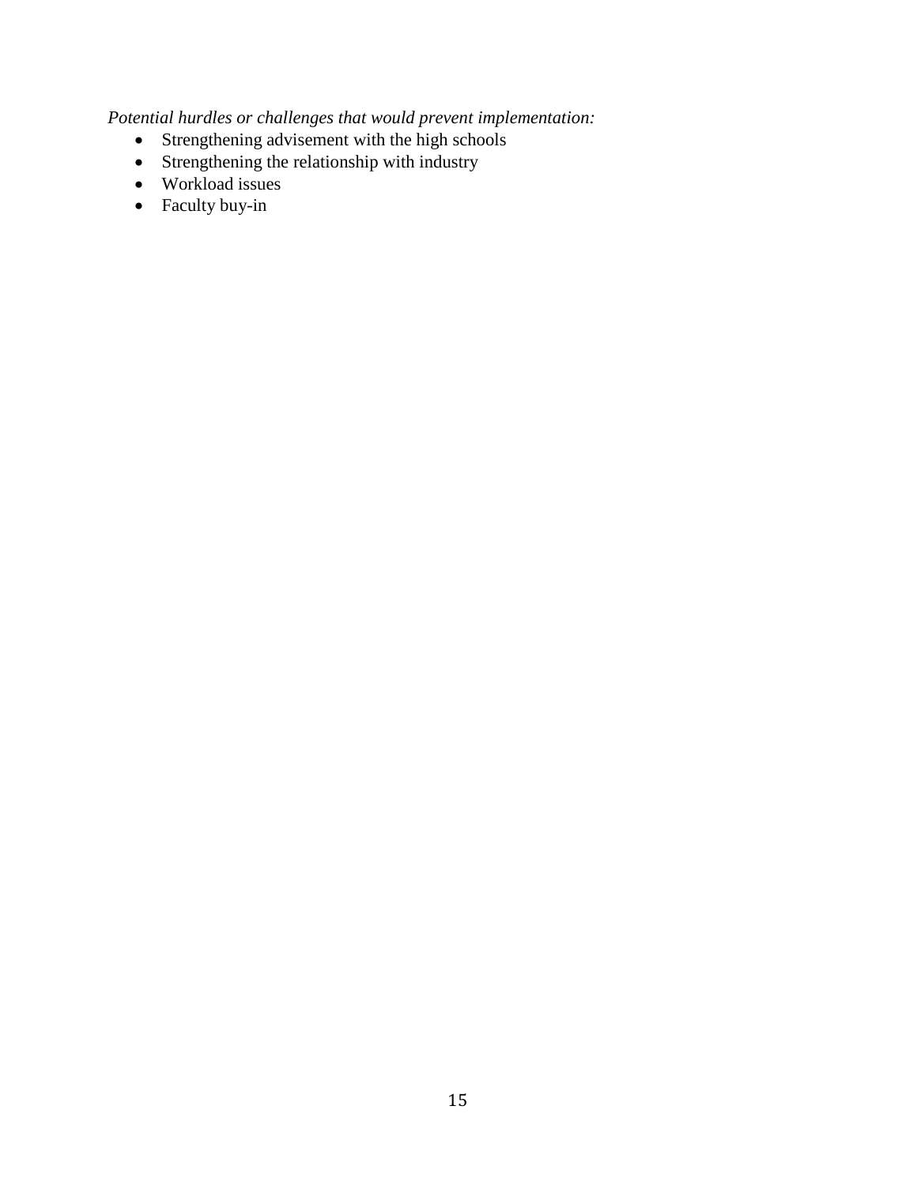*Potential hurdles or challenges that would prevent implementation:*

- Strengthening advisement with the high schools
- Strengthening the relationship with industry
- Workload issues
- Faculty buy-in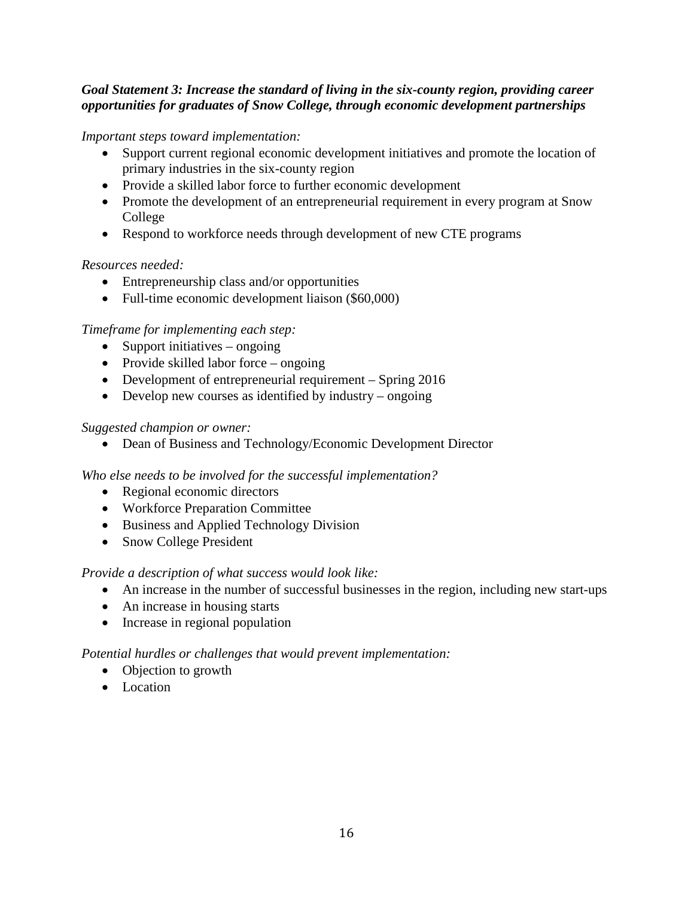***Goal Statement 3: Increase the standard of living in the six-county region, providing career opportunities for graduates of Snow College, through economic development partnerships***

*Important steps toward implementation:*

- Support current regional economic development initiatives and promote the location of primary industries in the six-county region
- Provide a skilled labor force to further economic development
- Promote the development of an entrepreneurial requirement in every program at Snow College
- Respond to workforce needs through development of new CTE programs

*Resources needed:*

- Entrepreneurship class and/or opportunities
- Full-time economic development liaison ($60,000)

*Timeframe for implementing each step:*

- Support initiatives – ongoing
- Provide skilled labor force – ongoing
- Development of entrepreneurial requirement – Spring 2016
- Develop new courses as identified by industry – ongoing

*Suggested champion or owner:*

- Dean of Business and Technology/Economic Development Director

*Who else needs to be involved for the successful implementation?*

- Regional economic directors
- Workforce Preparation Committee
- Business and Applied Technology Division
- Snow College President

*Provide a description of what success would look like:*

- An increase in the number of successful businesses in the region, including new start-ups
- An increase in housing starts
- Increase in regional population

*Potential hurdles or challenges that would prevent implementation:*

- Objection to growth
- Location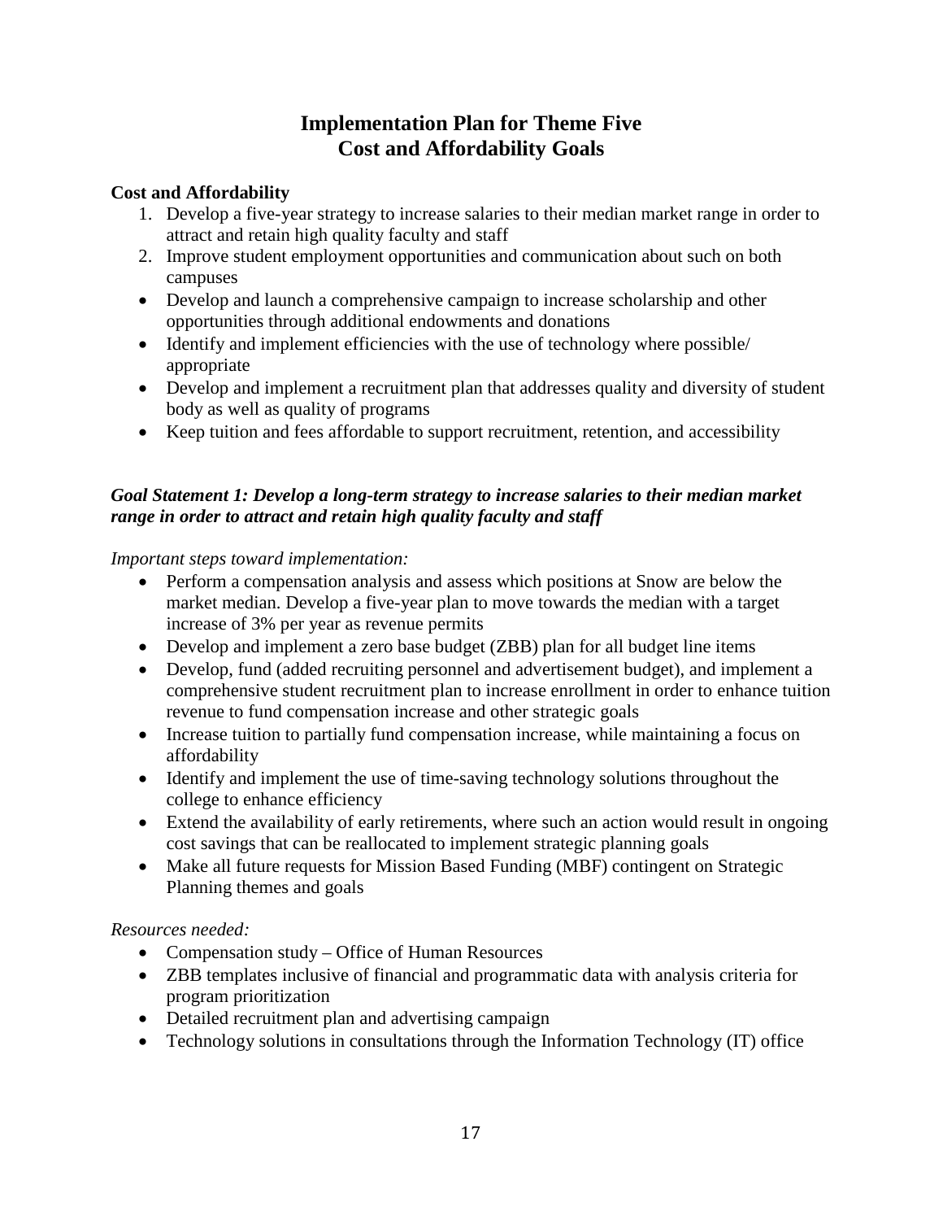# Implementation Plan for Theme Five
# Cost and Affordability Goals

**Cost and Affordability**

1. Develop a five-year strategy to increase salaries to their median market range in order to attract and retain high quality faculty and staff
2. Improve student employment opportunities and communication about such on both campuses

- Develop and launch a comprehensive campaign to increase scholarship and other opportunities through additional endowments and donations
- Identify and implement efficiencies with the use of technology where possible/ appropriate
- Develop and implement a recruitment plan that addresses quality and diversity of student body as well as quality of programs
- Keep tuition and fees affordable to support recruitment, retention, and accessibility

***Goal Statement 1: Develop a long-term strategy to increase salaries to their median market range in order to attract and retain high quality faculty and staff***

*Important steps toward implementation:*

- Perform a compensation analysis and assess which positions at Snow are below the market median. Develop a five-year plan to move towards the median with a target increase of 3% per year as revenue permits
- Develop and implement a zero base budget (ZBB) plan for all budget line items
- Develop, fund (added recruiting personnel and advertisement budget), and implement a comprehensive student recruitment plan to increase enrollment in order to enhance tuition revenue to fund compensation increase and other strategic goals
- Increase tuition to partially fund compensation increase, while maintaining a focus on affordability
- Identify and implement the use of time-saving technology solutions throughout the college to enhance efficiency
- Extend the availability of early retirements, where such an action would result in ongoing cost savings that can be reallocated to implement strategic planning goals
- Make all future requests for Mission Based Funding (MBF) contingent on Strategic Planning themes and goals

*Resources needed:*

- Compensation study – Office of Human Resources
- ZBB templates inclusive of financial and programmatic data with analysis criteria for program prioritization
- Detailed recruitment plan and advertising campaign
- Technology solutions in consultations through the Information Technology (IT) office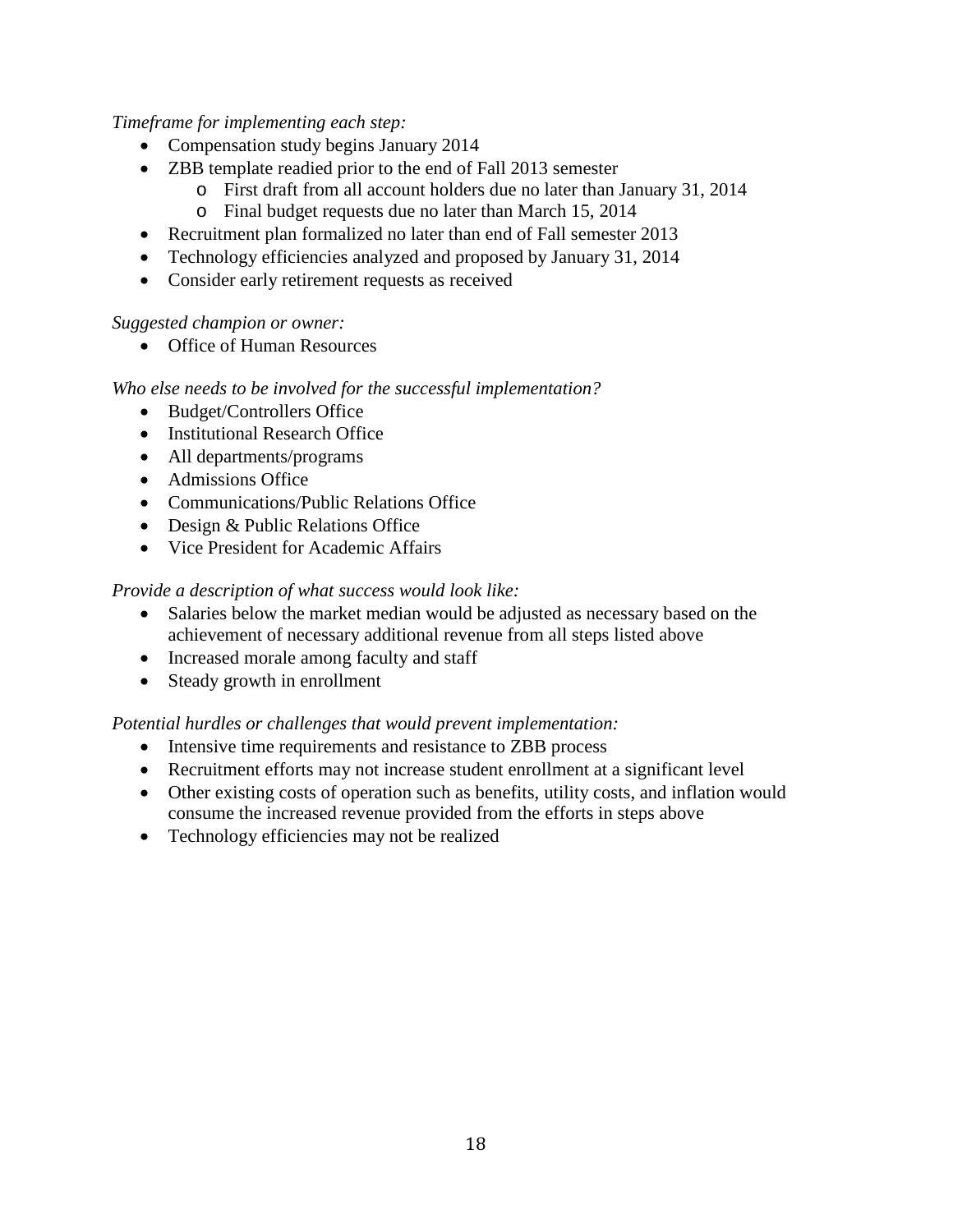*Timeframe for implementing each step:*

- Compensation study begins January 2014
- ZBB template readied prior to the end of Fall 2013 semester
    - First draft from all account holders due no later than January 31, 2014
    - Final budget requests due no later than March 15, 2014
- Recruitment plan formalized no later than end of Fall semester 2013
- Technology efficiencies analyzed and proposed by January 31, 2014
- Consider early retirement requests as received

*Suggested champion or owner:*

- Office of Human Resources

*Who else needs to be involved for the successful implementation?*

- Budget/Controllers Office
- Institutional Research Office
- All departments/programs
- Admissions Office
- Communications/Public Relations Office
- Design & Public Relations Office
- Vice President for Academic Affairs

*Provide a description of what success would look like:*

- Salaries below the market median would be adjusted as necessary based on the achievement of necessary additional revenue from all steps listed above
- Increased morale among faculty and staff
- Steady growth in enrollment

*Potential hurdles or challenges that would prevent implementation:*

- Intensive time requirements and resistance to ZBB process
- Recruitment efforts may not increase student enrollment at a significant level
- Other existing costs of operation such as benefits, utility costs, and inflation would consume the increased revenue provided from the efforts in steps above
- Technology efficiencies may not be realized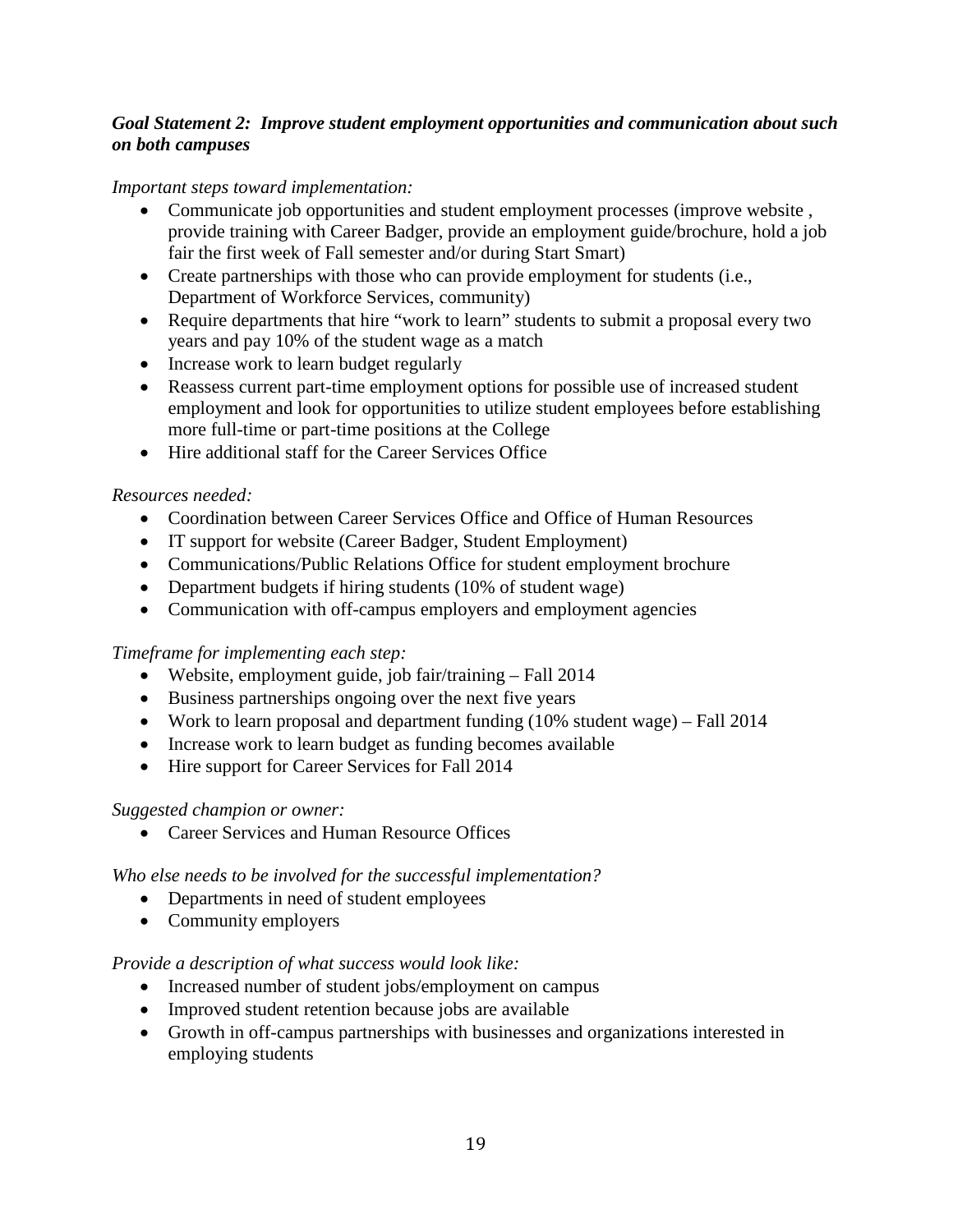***Goal Statement 2: Improve student employment opportunities and communication about such on both campuses***

*Important steps toward implementation:*

- Communicate job opportunities and student employment processes (improve website , provide training with Career Badger, provide an employment guide/brochure, hold a job fair the first week of Fall semester and/or during Start Smart)
- Create partnerships with those who can provide employment for students (i.e., Department of Workforce Services, community)
- Require departments that hire "work to learn" students to submit a proposal every two years and pay 10% of the student wage as a match
- Increase work to learn budget regularly
- Reassess current part-time employment options for possible use of increased student employment and look for opportunities to utilize student employees before establishing more full-time or part-time positions at the College
- Hire additional staff for the Career Services Office

*Resources needed:*

- Coordination between Career Services Office and Office of Human Resources
- IT support for website (Career Badger, Student Employment)
- Communications/Public Relations Office for student employment brochure
- Department budgets if hiring students (10% of student wage)
- Communication with off-campus employers and employment agencies

*Timeframe for implementing each step:*

- Website, employment guide, job fair/training – Fall 2014
- Business partnerships ongoing over the next five years
- Work to learn proposal and department funding (10% student wage) – Fall 2014
- Increase work to learn budget as funding becomes available
- Hire support for Career Services for Fall 2014

*Suggested champion or owner:*

- Career Services and Human Resource Offices

*Who else needs to be involved for the successful implementation?*

- Departments in need of student employees
- Community employers

*Provide a description of what success would look like:*

- Increased number of student jobs/employment on campus
- Improved student retention because jobs are available
- Growth in off-campus partnerships with businesses and organizations interested in employing students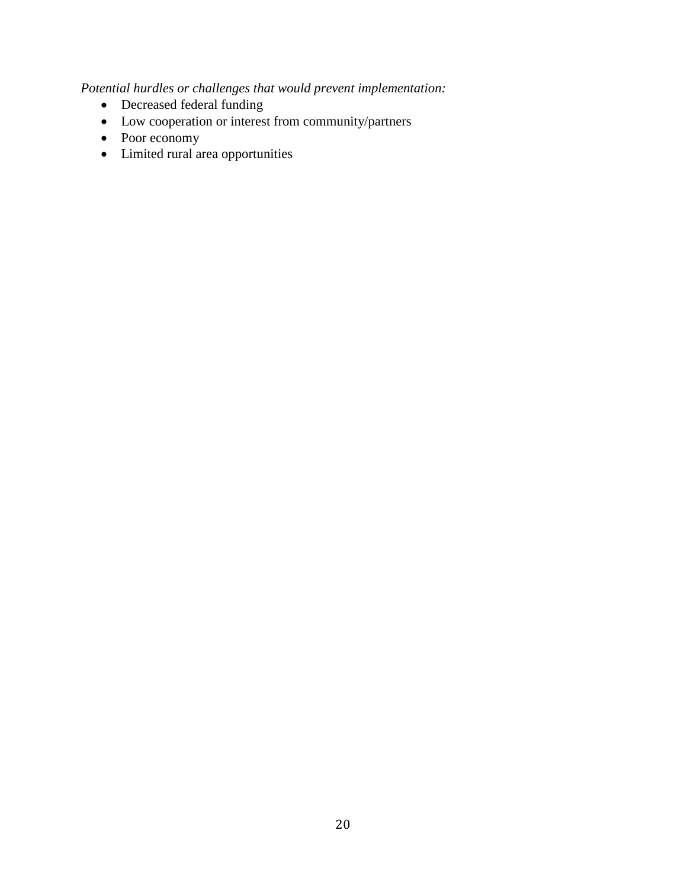*Potential hurdles or challenges that would prevent implementation:*

- Decreased federal funding
- Low cooperation or interest from community/partners
- Poor economy
- Limited rural area opportunities